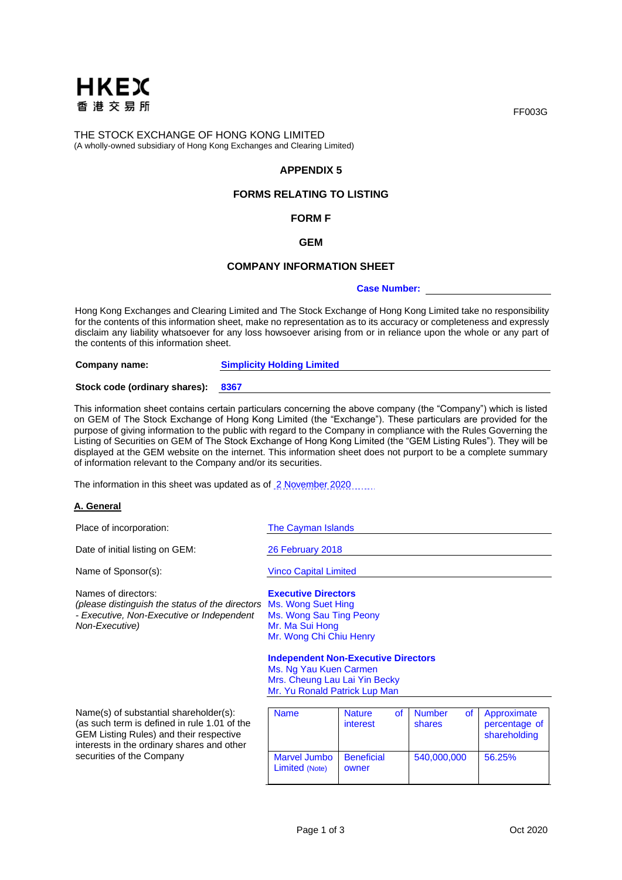HKEX
香港交易所

FF003G

THE STOCK EXCHANGE OF HONG KONG LIMITED
(A wholly-owned subsidiary of Hong Kong Exchanges and Clearing Limited)

**APPENDIX 5**

**FORMS RELATING TO LISTING**

**FORM F**

**GEM**

**COMPANY INFORMATION SHEET**

**Case Number:**

Hong Kong Exchanges and Clearing Limited and The Stock Exchange of Hong Kong Limited take no responsibility for the contents of this information sheet, make no representation as to its accuracy or completeness and expressly disclaim any liability whatsoever for any loss howsoever arising from or in reliance upon the whole or any part of the contents of this information sheet.

**Company name:** **Simplicity Holding Limited**

**Stock code (ordinary shares):** **8367**

This information sheet contains certain particulars concerning the above company (the "Company") which is listed on GEM of The Stock Exchange of Hong Kong Limited (the "Exchange"). These particulars are provided for the purpose of giving information to the public with regard to the Company in compliance with the Rules Governing the Listing of Securities on GEM of The Stock Exchange of Hong Kong Limited (the "GEM Listing Rules"). They will be displayed at the GEM website on the internet. This information sheet does not purport to be a complete summary of information relevant to the Company and/or its securities.

The information in this sheet was updated as of 2 November 2020

## A. General

Place of incorporation: The Cayman Islands

Date of initial listing on GEM: 26 February 2018

Name of Sponsor(s): Vinco Capital Limited

Names of directors:
*(please distinguish the status of the directors - Executive, Non-Executive or Independent Non-Executive)*

**Executive Directors**
Ms. Wong Suet Hing
Ms. Wong Sau Ting Peony
Mr. Ma Sui Hong
Mr. Wong Chi Chiu Henry

**Independent Non-Executive Directors**
Ms. Ng Yau Kuen Carmen
Mrs. Cheung Lau Lai Yin Becky
Mr. Yu Ronald Patrick Lup Man

Name(s) of substantial shareholder(s):
(as such term is defined in rule 1.01 of the GEM Listing Rules) and their respective interests in the ordinary shares and other securities of the Company

| Name | Nature of interest | Number of shares | Approximate percentage of shareholding |
|---|---|---|---|
| Marvel Jumbo Limited (Note) | Beneficial owner | 540,000,000 | 56.25% |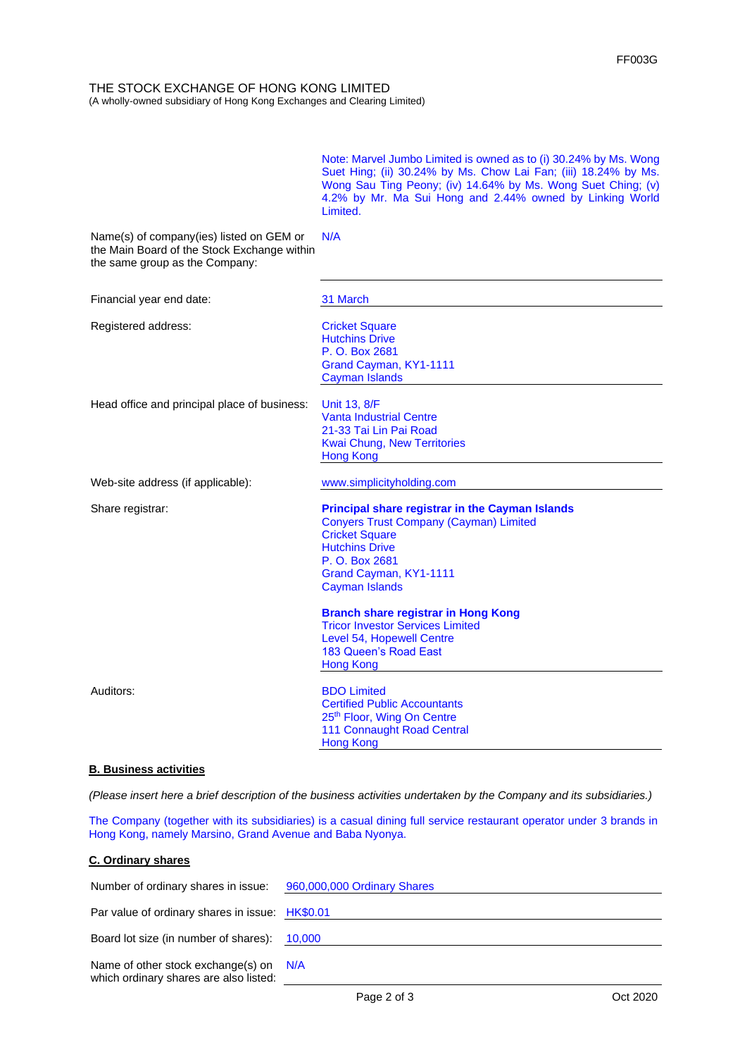THE STOCK EXCHANGE OF HONG KONG LIMITED
(A wholly-owned subsidiary of Hong Kong Exchanges and Clearing Limited)

| | |
|---|---|
| | Note: Marvel Jumbo Limited is owned as to (i) 30.24% by Ms. Wong Suet Hing; (ii) 30.24% by Ms. Chow Lai Fan; (iii) 18.24% by Ms. Wong Sau Ting Peony; (iv) 14.64% by Ms. Wong Suet Ching; (v) 4.2% by Mr. Ma Sui Hong and 2.44% owned by Linking World Limited. |
| Name(s) of company(ies) listed on GEM or the Main Board of the Stock Exchange within the same group as the Company: | N/A |
| Financial year end date: | 31 March |
| Registered address: | Cricket Square<br>Hutchins Drive<br>P. O. Box 2681<br>Grand Cayman, KY1-1111<br>Cayman Islands |
| Head office and principal place of business: | Unit 13, 8/F<br>Vanta Industrial Centre<br>21-33 Tai Lin Pai Road<br>Kwai Chung, New Territories<br>Hong Kong |
| Web-site address (if applicable): | www.simplicityholding.com |
| Share registrar: | **Principal share registrar in the Cayman Islands**<br>Conyers Trust Company (Cayman) Limited<br>Cricket Square<br>Hutchins Drive<br>P. O. Box 2681<br>Grand Cayman, KY1-1111<br>Cayman Islands<br><br>**Branch share registrar in Hong Kong**<br>Tricor Investor Services Limited<br>Level 54, Hopewell Centre<br>183 Queen's Road East<br>Hong Kong |
| Auditors: | BDO Limited<br>Certified Public Accountants<br>25th Floor, Wing On Centre<br>111 Connaught Road Central<br>Hong Kong |

## B. Business activities

*(Please insert here a brief description of the business activities undertaken by the Company and its subsidiaries.)*

The Company (together with its subsidiaries) is a casual dining full service restaurant operator under 3 brands in Hong Kong, namely Marsino, Grand Avenue and Baba Nyonya.

## C. Ordinary shares

| | |
|---|---|
| Number of ordinary shares in issue: | 960,000,000 Ordinary Shares |
| Par value of ordinary shares in issue: | HK$0.01 |
| Board lot size (in number of shares): | 10,000 |
| Name of other stock exchange(s) on which ordinary shares are also listed: | N/A |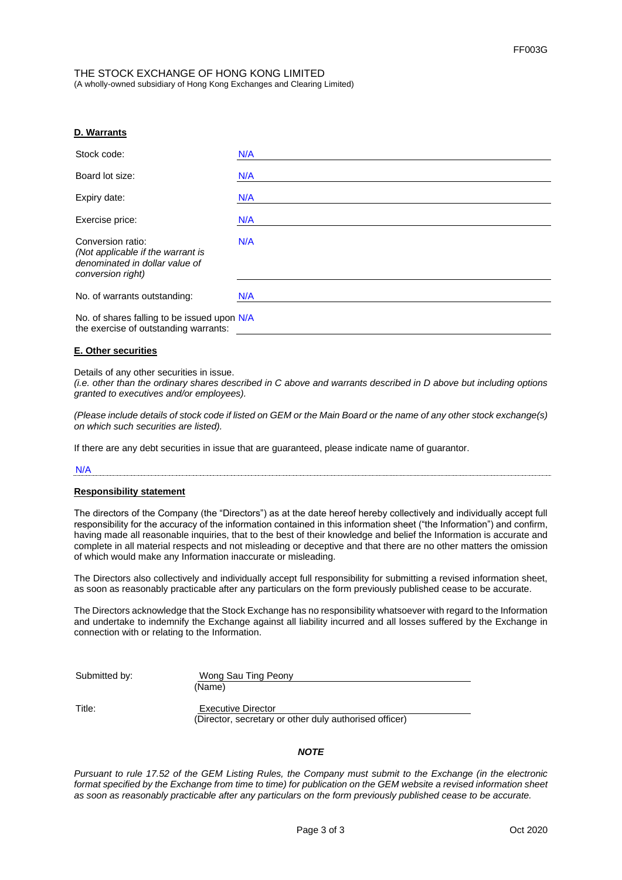FF003G

THE STOCK EXCHANGE OF HONG KONG LIMITED
(A wholly-owned subsidiary of Hong Kong Exchanges and Clearing Limited)

**D. Warrants**

| | |
|---|---|
| Stock code: | N/A |
| Board lot size: | N/A |
| Expiry date: | N/A |
| Exercise price: | N/A |
| Conversion ratio: *(Not applicable if the warrant is denominated in dollar value of conversion right)* | N/A |
| No. of warrants outstanding: | N/A |
| No. of shares falling to be issued upon the exercise of outstanding warrants: | N/A |

**E. Other securities**

Details of any other securities in issue.
*(i.e. other than the ordinary shares described in C above and warrants described in D above but including options granted to executives and/or employees).*

*(Please include details of stock code if listed on GEM or the Main Board or the name of any other stock exchange(s) on which such securities are listed).*

If there are any debt securities in issue that are guaranteed, please indicate name of guarantor.

N/A

**Responsibility statement**

The directors of the Company (the "Directors") as at the date hereof hereby collectively and individually accept full responsibility for the accuracy of the information contained in this information sheet ("the Information") and confirm, having made all reasonable inquiries, that to the best of their knowledge and belief the Information is accurate and complete in all material respects and not misleading or deceptive and that there are no other matters the omission of which would make any Information inaccurate or misleading.

The Directors also collectively and individually accept full responsibility for submitting a revised information sheet, as soon as reasonably practicable after any particulars on the form previously published cease to be accurate.

The Directors acknowledge that the Stock Exchange has no responsibility whatsoever with regard to the Information and undertake to indemnify the Exchange against all liability incurred and all losses suffered by the Exchange in connection with or relating to the Information.

Submitted by: Wong Sau Ting Peony
(Name)

Title: Executive Director
(Director, secretary or other duly authorised officer)

***NOTE***

*Pursuant to rule 17.52 of the GEM Listing Rules, the Company must submit to the Exchange (in the electronic format specified by the Exchange from time to time) for publication on the GEM website a revised information sheet as soon as reasonably practicable after any particulars on the form previously published cease to be accurate.*

Oct 2020